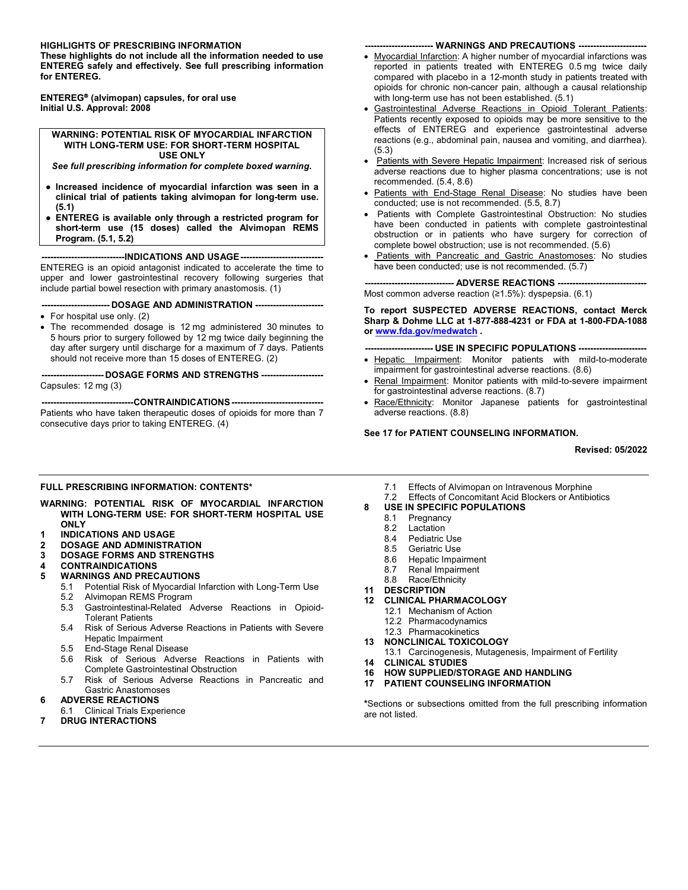**HIGHLIGHTS OF PRESCRIBING INFORMATION**
**These highlights do not include all the information needed to use ENTEREG safely and effectively. See full prescribing information for ENTEREG.**

**ENTEREG® (alvimopan) capsules, for oral use**
**Initial U.S. Approval: 2008**

**WARNING: POTENTIAL RISK OF MYOCARDIAL INFARCTION WITH LONG-TERM USE: FOR SHORT-TERM HOSPITAL USE ONLY**
***See full prescribing information for complete boxed warning.***

- **Increased incidence of myocardial infarction was seen in a clinical trial of patients taking alvimopan for long-term use. (5.1)**
- **ENTEREG is available only through a restricted program for short-term use (15 doses) called the Alvimopan REMS Program. (5.1, 5.2)**

**----------------------------INDICATIONS AND USAGE----------------------------**
ENTEREG is an opioid antagonist indicated to accelerate the time to upper and lower gastrointestinal recovery following surgeries that include partial bowel resection with primary anastomosis. (1)

**----------------------- DOSAGE AND ADMINISTRATION -----------------------**
- For hospital use only. (2)
- The recommended dosage is 12 mg administered 30 minutes to 5 hours prior to surgery followed by 12 mg twice daily beginning the day after surgery until discharge for a maximum of 7 days. Patients should not receive more than 15 doses of ENTEREG. (2)

**--------------------- DOSAGE FORMS AND STRENGTHS ---------------------**
Capsules: 12 mg (3)

**-------------------------------CONTRAINDICATIONS-------------------------------**
Patients who have taken therapeutic doses of opioids for more than 7 consecutive days prior to taking ENTEREG. (4)

**----------------------- WARNINGS AND PRECAUTIONS -----------------------**
- Myocardial Infarction: A higher number of myocardial infarctions was reported in patients treated with ENTEREG 0.5 mg twice daily compared with placebo in a 12-month study in patients treated with opioids for chronic non-cancer pain, although a causal relationship with long-term use has not been established. (5.1)
- Gastrointestinal Adverse Reactions in Opioid Tolerant Patients: Patients recently exposed to opioids may be more sensitive to the effects of ENTEREG and experience gastrointestinal adverse reactions (e.g., abdominal pain, nausea and vomiting, and diarrhea). (5.3)
- Patients with Severe Hepatic Impairment: Increased risk of serious adverse reactions due to higher plasma concentrations; use is not recommended. (5.4, 8.6)
- Patients with End-Stage Renal Disease: No studies have been conducted; use is not recommended. (5.5, 8.7)
- Patients with Complete Gastrointestinal Obstruction: No studies have been conducted in patients with complete gastrointestinal obstruction or in patients who have surgery for correction of complete bowel obstruction; use is not recommended. (5.6)
- Patients with Pancreatic and Gastric Anastomoses: No studies have been conducted; use is not recommended. (5.7)

**------------------------------ ADVERSE REACTIONS ------------------------------**
Most common adverse reaction (≥1.5%): dyspepsia. (6.1)

**To report SUSPECTED ADVERSE REACTIONS, contact Merck Sharp & Dohme LLC at 1-877-888-4231 or FDA at 1-800-FDA-1088 or www.fda.gov/medwatch .**

**----------------------- USE IN SPECIFIC POPULATIONS -----------------------**
- Hepatic Impairment: Monitor patients with mild-to-moderate impairment for gastrointestinal adverse reactions. (8.6)
- Renal Impairment: Monitor patients with mild-to-severe impairment for gastrointestinal adverse reactions. (8.7)
- Race/Ethnicity: Monitor Japanese patients for gastrointestinal adverse reactions. (8.8)

**See 17 for PATIENT COUNSELING INFORMATION.**

**Revised: 05/2022**

**FULL PRESCRIBING INFORMATION: CONTENTS***

**WARNING: POTENTIAL RISK OF MYOCARDIAL INFARCTION WITH LONG-TERM USE: FOR SHORT-TERM HOSPITAL USE ONLY**
**1 INDICATIONS AND USAGE**
**2 DOSAGE AND ADMINISTRATION**
**3 DOSAGE FORMS AND STRENGTHS**
**4 CONTRAINDICATIONS**
**5 WARNINGS AND PRECAUTIONS**
- 5.1 Potential Risk of Myocardial Infarction with Long-Term Use
- 5.2 Alvimopan REMS Program
- 5.3 Gastrointestinal-Related Adverse Reactions in Opioid-Tolerant Patients
- 5.4 Risk of Serious Adverse Reactions in Patients with Severe Hepatic Impairment
- 5.5 End-Stage Renal Disease
- 5.6 Risk of Serious Adverse Reactions in Patients with Complete Gastrointestinal Obstruction
- 5.7 Risk of Serious Adverse Reactions in Pancreatic and Gastric Anastomoses

**6 ADVERSE REACTIONS**
- 6.1 Clinical Trials Experience

**7 DRUG INTERACTIONS**
- 7.1 Effects of Alvimopan on Intravenous Morphine
- 7.2 Effects of Concomitant Acid Blockers or Antibiotics

**8 USE IN SPECIFIC POPULATIONS**
- 8.1 Pregnancy
- 8.2 Lactation
- 8.4 Pediatric Use
- 8.5 Geriatric Use
- 8.6 Hepatic Impairment
- 8.7 Renal Impairment
- 8.8 Race/Ethnicity

**11 DESCRIPTION**
**12 CLINICAL PHARMACOLOGY**
- 12.1 Mechanism of Action
- 12.2 Pharmacodynamics
- 12.3 Pharmacokinetics

**13 NONCLINICAL TOXICOLOGY**
- 13.1 Carcinogenesis, Mutagenesis, Impairment of Fertility

**14 CLINICAL STUDIES**
**16 HOW SUPPLIED/STORAGE AND HANDLING**
**17 PATIENT COUNSELING INFORMATION**

*Sections or subsections omitted from the full prescribing information are not listed.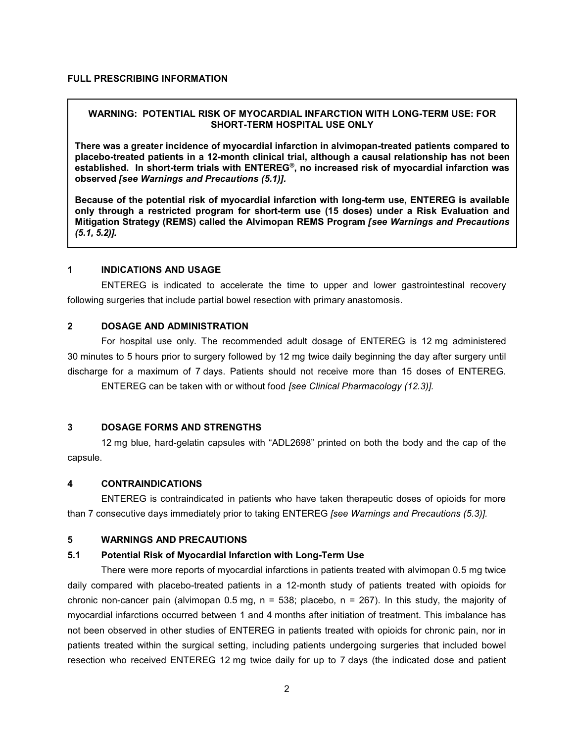## FULL PRESCRIBING INFORMATION

**WARNING: POTENTIAL RISK OF MYOCARDIAL INFARCTION WITH LONG-TERM USE: FOR SHORT-TERM HOSPITAL USE ONLY**

**There was a greater incidence of myocardial infarction in alvimopan-treated patients compared to placebo-treated patients in a 12-month clinical trial, although a causal relationship has not been established. In short-term trials with ENTEREG®, no increased risk of myocardial infarction was observed *[see Warnings and Precautions (5.1)]*.**

**Because of the potential risk of myocardial infarction with long-term use, ENTEREG is available only through a restricted program for short-term use (15 doses) under a Risk Evaluation and Mitigation Strategy (REMS) called the Alvimopan REMS Program *[see Warnings and Precautions (5.1, 5.2)]*.**

### 1 INDICATIONS AND USAGE

ENTEREG is indicated to accelerate the time to upper and lower gastrointestinal recovery following surgeries that include partial bowel resection with primary anastomosis.

### 2 DOSAGE AND ADMINISTRATION

For hospital use only. The recommended adult dosage of ENTEREG is 12 mg administered 30 minutes to 5 hours prior to surgery followed by 12 mg twice daily beginning the day after surgery until discharge for a maximum of 7 days. Patients should not receive more than 15 doses of ENTEREG.

ENTEREG can be taken with or without food *[see Clinical Pharmacology (12.3)]*.

### 3 DOSAGE FORMS AND STRENGTHS

12 mg blue, hard-gelatin capsules with "ADL2698" printed on both the body and the cap of the capsule.

### 4 CONTRAINDICATIONS

ENTEREG is contraindicated in patients who have taken therapeutic doses of opioids for more than 7 consecutive days immediately prior to taking ENTEREG *[see Warnings and Precautions (5.3)]*.

### 5 WARNINGS AND PRECAUTIONS

#### 5.1 Potential Risk of Myocardial Infarction with Long-Term Use

There were more reports of myocardial infarctions in patients treated with alvimopan 0.5 mg twice daily compared with placebo-treated patients in a 12-month study of patients treated with opioids for chronic non-cancer pain (alvimopan 0.5 mg, n = 538; placebo, n = 267). In this study, the majority of myocardial infarctions occurred between 1 and 4 months after initiation of treatment. This imbalance has not been observed in other studies of ENTEREG in patients treated with opioids for chronic pain, nor in patients treated within the surgical setting, including patients undergoing surgeries that included bowel resection who received ENTEREG 12 mg twice daily for up to 7 days (the indicated dose and patient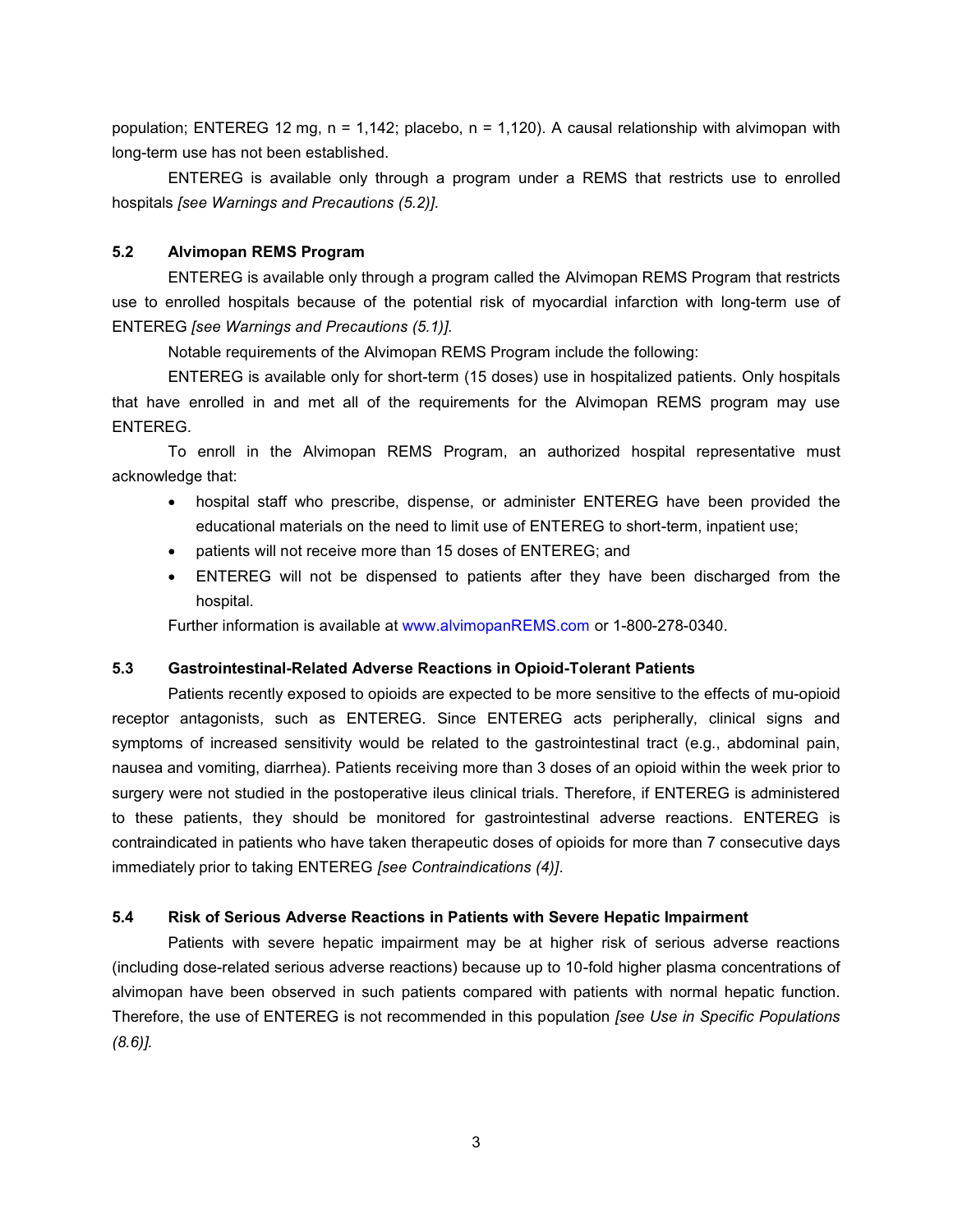population; ENTEREG 12 mg, n = 1,142; placebo, n = 1,120). A causal relationship with alvimopan with long-term use has not been established.

ENTEREG is available only through a program under a REMS that restricts use to enrolled hospitals *[see Warnings and Precautions (5.2)].*

### 5.2 Alvimopan REMS Program

ENTEREG is available only through a program called the Alvimopan REMS Program that restricts use to enrolled hospitals because of the potential risk of myocardial infarction with long-term use of ENTEREG *[see Warnings and Precautions (5.1)].*

Notable requirements of the Alvimopan REMS Program include the following:

ENTEREG is available only for short-term (15 doses) use in hospitalized patients. Only hospitals that have enrolled in and met all of the requirements for the Alvimopan REMS program may use ENTEREG.

To enroll in the Alvimopan REMS Program, an authorized hospital representative must acknowledge that:

- hospital staff who prescribe, dispense, or administer ENTEREG have been provided the educational materials on the need to limit use of ENTEREG to short-term, inpatient use;
- patients will not receive more than 15 doses of ENTEREG; and
- ENTEREG will not be dispensed to patients after they have been discharged from the hospital.

Further information is available at www.alvimopanREMS.com or 1-800-278-0340.

### 5.3 Gastrointestinal-Related Adverse Reactions in Opioid-Tolerant Patients

Patients recently exposed to opioids are expected to be more sensitive to the effects of mu-opioid receptor antagonists, such as ENTEREG. Since ENTEREG acts peripherally, clinical signs and symptoms of increased sensitivity would be related to the gastrointestinal tract (e.g., abdominal pain, nausea and vomiting, diarrhea). Patients receiving more than 3 doses of an opioid within the week prior to surgery were not studied in the postoperative ileus clinical trials. Therefore, if ENTEREG is administered to these patients, they should be monitored for gastrointestinal adverse reactions. ENTEREG is contraindicated in patients who have taken therapeutic doses of opioids for more than 7 consecutive days immediately prior to taking ENTEREG *[see Contraindications (4)]*.

### 5.4 Risk of Serious Adverse Reactions in Patients with Severe Hepatic Impairment

Patients with severe hepatic impairment may be at higher risk of serious adverse reactions (including dose-related serious adverse reactions) because up to 10-fold higher plasma concentrations of alvimopan have been observed in such patients compared with patients with normal hepatic function. Therefore, the use of ENTEREG is not recommended in this population *[see Use in Specific Populations (8.6)].*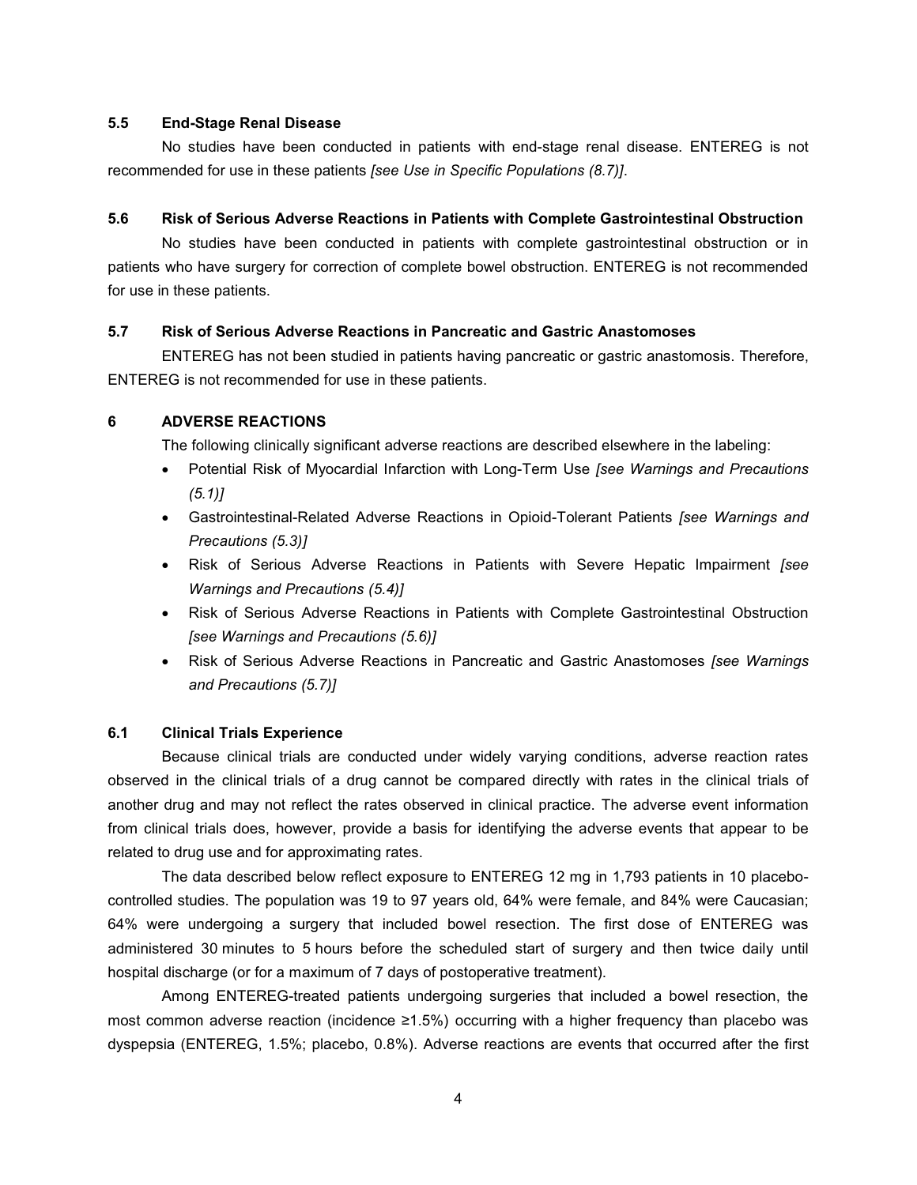### 5.5 End-Stage Renal Disease

No studies have been conducted in patients with end-stage renal disease. ENTEREG is not recommended for use in these patients *[see Use in Specific Populations (8.7)]*.

### 5.6 Risk of Serious Adverse Reactions in Patients with Complete Gastrointestinal Obstruction

No studies have been conducted in patients with complete gastrointestinal obstruction or in patients who have surgery for correction of complete bowel obstruction. ENTEREG is not recommended for use in these patients.

### 5.7 Risk of Serious Adverse Reactions in Pancreatic and Gastric Anastomoses

ENTEREG has not been studied in patients having pancreatic or gastric anastomosis. Therefore, ENTEREG is not recommended for use in these patients.

## 6 ADVERSE REACTIONS

The following clinically significant adverse reactions are described elsewhere in the labeling:

- Potential Risk of Myocardial Infarction with Long-Term Use *[see Warnings and Precautions (5.1)]*
- Gastrointestinal-Related Adverse Reactions in Opioid-Tolerant Patients *[see Warnings and Precautions (5.3)]*
- Risk of Serious Adverse Reactions in Patients with Severe Hepatic Impairment *[see Warnings and Precautions (5.4)]*
- Risk of Serious Adverse Reactions in Patients with Complete Gastrointestinal Obstruction *[see Warnings and Precautions (5.6)]*
- Risk of Serious Adverse Reactions in Pancreatic and Gastric Anastomoses *[see Warnings and Precautions (5.7)]*

### 6.1 Clinical Trials Experience

Because clinical trials are conducted under widely varying conditions, adverse reaction rates observed in the clinical trials of a drug cannot be compared directly with rates in the clinical trials of another drug and may not reflect the rates observed in clinical practice. The adverse event information from clinical trials does, however, provide a basis for identifying the adverse events that appear to be related to drug use and for approximating rates.

The data described below reflect exposure to ENTEREG 12 mg in 1,793 patients in 10 placebo-controlled studies. The population was 19 to 97 years old, 64% were female, and 84% were Caucasian; 64% were undergoing a surgery that included bowel resection. The first dose of ENTEREG was administered 30 minutes to 5 hours before the scheduled start of surgery and then twice daily until hospital discharge (or for a maximum of 7 days of postoperative treatment).

Among ENTEREG-treated patients undergoing surgeries that included a bowel resection, the most common adverse reaction (incidence ≥1.5%) occurring with a higher frequency than placebo was dyspepsia (ENTEREG, 1.5%; placebo, 0.8%). Adverse reactions are events that occurred after the first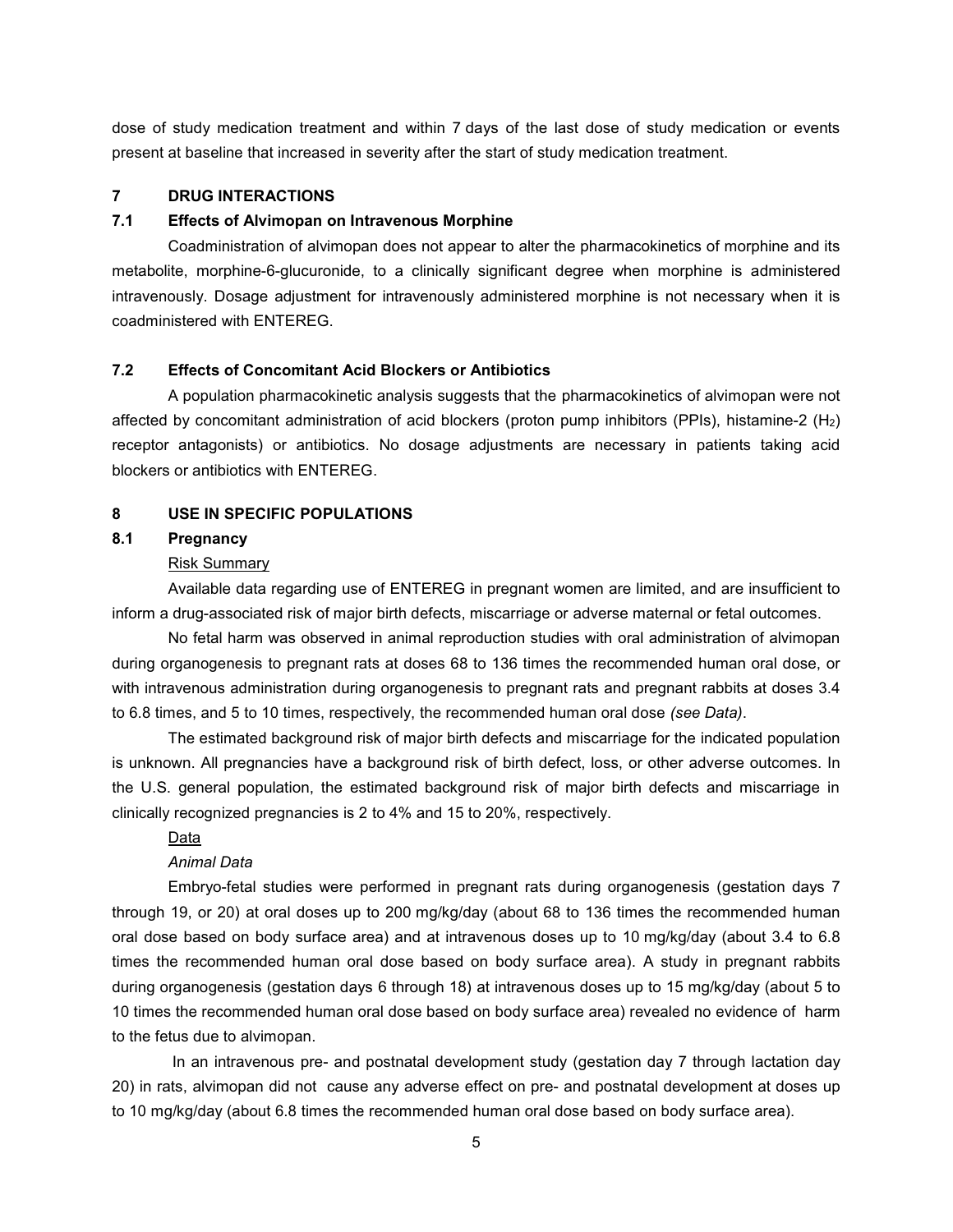dose of study medication treatment and within 7 days of the last dose of study medication or events present at baseline that increased in severity after the start of study medication treatment.

## 7 DRUG INTERACTIONS

### 7.1 Effects of Alvimopan on Intravenous Morphine

Coadministration of alvimopan does not appear to alter the pharmacokinetics of morphine and its metabolite, morphine-6-glucuronide, to a clinically significant degree when morphine is administered intravenously. Dosage adjustment for intravenously administered morphine is not necessary when it is coadministered with ENTEREG.

### 7.2 Effects of Concomitant Acid Blockers or Antibiotics

A population pharmacokinetic analysis suggests that the pharmacokinetics of alvimopan were not affected by concomitant administration of acid blockers (proton pump inhibitors (PPIs), histamine-2 ($H_2$) receptor antagonists) or antibiotics. No dosage adjustments are necessary in patients taking acid blockers or antibiotics with ENTEREG.

## 8 USE IN SPECIFIC POPULATIONS

### 8.1 Pregnancy

Risk Summary

Available data regarding use of ENTEREG in pregnant women are limited, and are insufficient to inform a drug-associated risk of major birth defects, miscarriage or adverse maternal or fetal outcomes.

No fetal harm was observed in animal reproduction studies with oral administration of alvimopan during organogenesis to pregnant rats at doses 68 to 136 times the recommended human oral dose, or with intravenous administration during organogenesis to pregnant rats and pregnant rabbits at doses 3.4 to 6.8 times, and 5 to 10 times, respectively, the recommended human oral dose *(see Data)*.

The estimated background risk of major birth defects and miscarriage for the indicated population is unknown. All pregnancies have a background risk of birth defect, loss, or other adverse outcomes. In the U.S. general population, the estimated background risk of major birth defects and miscarriage in clinically recognized pregnancies is 2 to 4% and 15 to 20%, respectively.

Data

*Animal Data*

Embryo-fetal studies were performed in pregnant rats during organogenesis (gestation days 7 through 19, or 20) at oral doses up to 200 mg/kg/day (about 68 to 136 times the recommended human oral dose based on body surface area) and at intravenous doses up to 10 mg/kg/day (about 3.4 to 6.8 times the recommended human oral dose based on body surface area). A study in pregnant rabbits during organogenesis (gestation days 6 through 18) at intravenous doses up to 15 mg/kg/day (about 5 to 10 times the recommended human oral dose based on body surface area) revealed no evidence of harm to the fetus due to alvimopan.

In an intravenous pre- and postnatal development study (gestation day 7 through lactation day 20) in rats, alvimopan did not cause any adverse effect on pre- and postnatal development at doses up to 10 mg/kg/day (about 6.8 times the recommended human oral dose based on body surface area).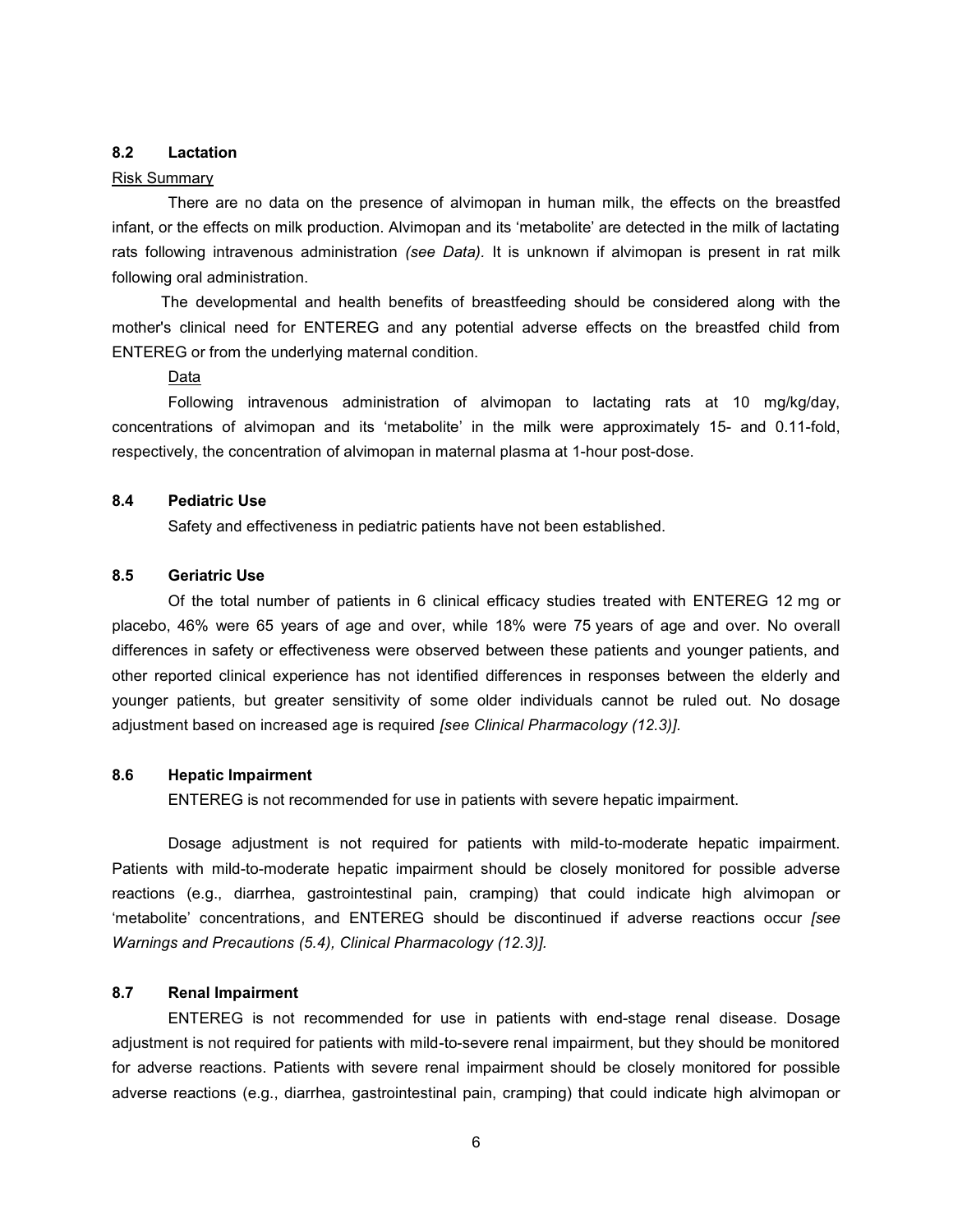### 8.2 Lactation

Risk Summary

There are no data on the presence of alvimopan in human milk, the effects on the breastfed infant, or the effects on milk production. Alvimopan and its 'metabolite' are detected in the milk of lactating rats following intravenous administration *(see Data)*. It is unknown if alvimopan is present in rat milk following oral administration.

The developmental and health benefits of breastfeeding should be considered along with the mother's clinical need for ENTEREG and any potential adverse effects on the breastfed child from ENTEREG or from the underlying maternal condition.

Data

Following intravenous administration of alvimopan to lactating rats at 10 mg/kg/day, concentrations of alvimopan and its 'metabolite' in the milk were approximately 15- and 0.11-fold, respectively, the concentration of alvimopan in maternal plasma at 1-hour post-dose.

### 8.4 Pediatric Use

Safety and effectiveness in pediatric patients have not been established.

### 8.5 Geriatric Use

Of the total number of patients in 6 clinical efficacy studies treated with ENTEREG 12 mg or placebo, 46% were 65 years of age and over, while 18% were 75 years of age and over. No overall differences in safety or effectiveness were observed between these patients and younger patients, and other reported clinical experience has not identified differences in responses between the elderly and younger patients, but greater sensitivity of some older individuals cannot be ruled out. No dosage adjustment based on increased age is required *[see Clinical Pharmacology (12.3)]*.

### 8.6 Hepatic Impairment

ENTEREG is not recommended for use in patients with severe hepatic impairment.

Dosage adjustment is not required for patients with mild-to-moderate hepatic impairment. Patients with mild-to-moderate hepatic impairment should be closely monitored for possible adverse reactions (e.g., diarrhea, gastrointestinal pain, cramping) that could indicate high alvimopan or 'metabolite' concentrations, and ENTEREG should be discontinued if adverse reactions occur *[see Warnings and Precautions (5.4), Clinical Pharmacology (12.3)]*.

### 8.7 Renal Impairment

ENTEREG is not recommended for use in patients with end-stage renal disease. Dosage adjustment is not required for patients with mild-to-severe renal impairment, but they should be monitored for adverse reactions. Patients with severe renal impairment should be closely monitored for possible adverse reactions (e.g., diarrhea, gastrointestinal pain, cramping) that could indicate high alvimopan or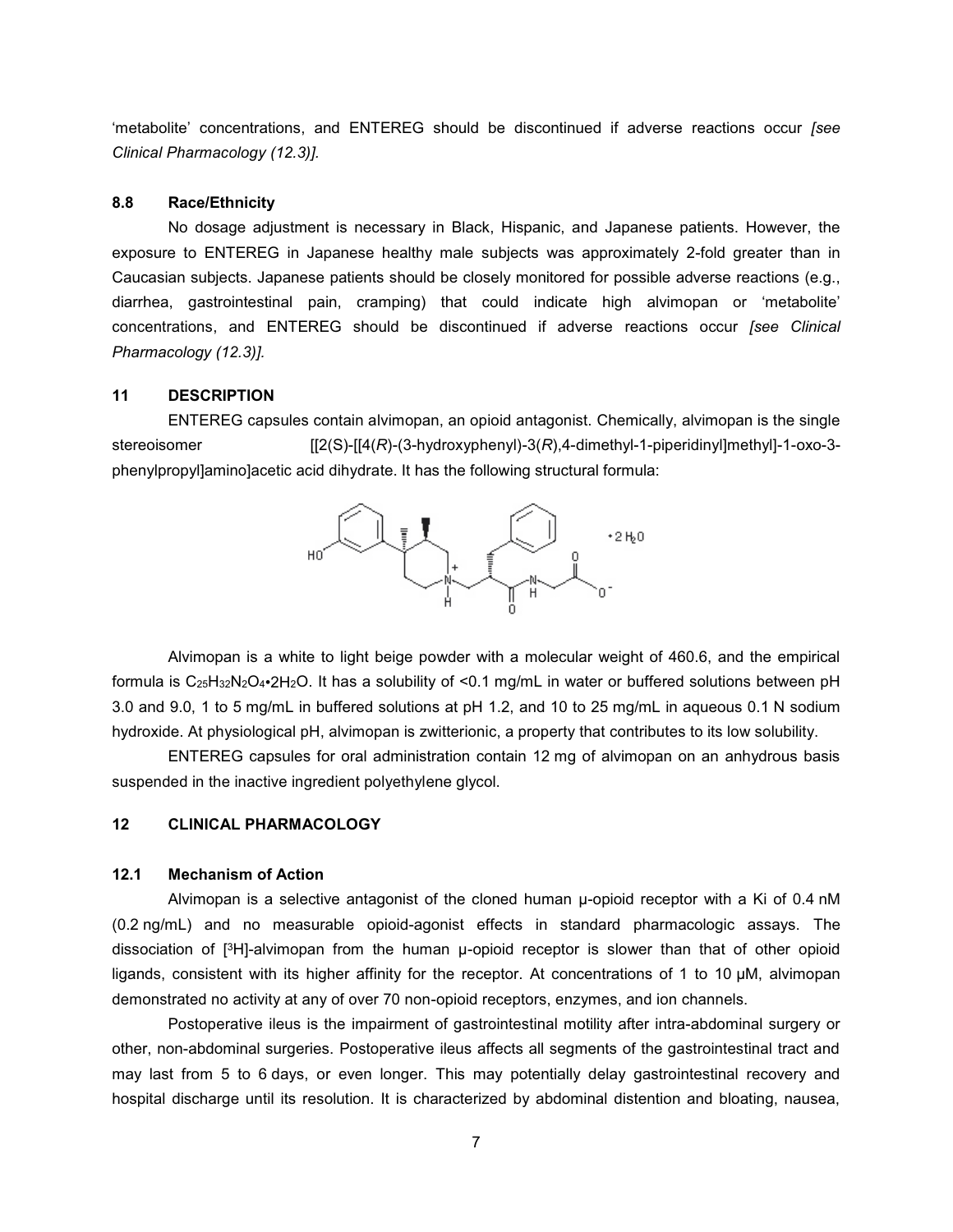'metabolite' concentrations, and ENTEREG should be discontinued if adverse reactions occur *[see Clinical Pharmacology (12.3)].*

### 8.8 Race/Ethnicity

No dosage adjustment is necessary in Black, Hispanic, and Japanese patients. However, the exposure to ENTEREG in Japanese healthy male subjects was approximately 2-fold greater than in Caucasian subjects. Japanese patients should be closely monitored for possible adverse reactions (e.g., diarrhea, gastrointestinal pain, cramping) that could indicate high alvimopan or 'metabolite' concentrations, and ENTEREG should be discontinued if adverse reactions occur *[see Clinical Pharmacology (12.3)].*

## 11 DESCRIPTION

ENTEREG capsules contain alvimopan, an opioid antagonist. Chemically, alvimopan is the single stereoisomer [[2(S)-[[4(*R*)-(3-hydroxyphenyl)-3(*R*),4-dimethyl-1-piperidinyl]methyl]-1-oxo-3-phenylpropyl]amino]acetic acid dihydrate. It has the following structural formula:

Alvimopan is a white to light beige powder with a molecular weight of 460.6, and the empirical formula is $C_{25}H_{32}N_2O_4 \cdot 2H_2O$. It has a solubility of <0.1 mg/mL in water or buffered solutions between pH 3.0 and 9.0, 1 to 5 mg/mL in buffered solutions at pH 1.2, and 10 to 25 mg/mL in aqueous 0.1 N sodium hydroxide. At physiological pH, alvimopan is zwitterionic, a property that contributes to its low solubility.

ENTEREG capsules for oral administration contain 12 mg of alvimopan on an anhydrous basis suspended in the inactive ingredient polyethylene glycol.

## 12 CLINICAL PHARMACOLOGY

### 12.1 Mechanism of Action

Alvimopan is a selective antagonist of the cloned human μ-opioid receptor with a Ki of 0.4 nM (0.2 ng/mL) and no measurable opioid-agonist effects in standard pharmacologic assays. The dissociation of [$^3$H]-alvimopan from the human μ-opioid receptor is slower than that of other opioid ligands, consistent with its higher affinity for the receptor. At concentrations of 1 to 10 μM, alvimopan demonstrated no activity at any of over 70 non-opioid receptors, enzymes, and ion channels.

Postoperative ileus is the impairment of gastrointestinal motility after intra-abdominal surgery or other, non-abdominal surgeries. Postoperative ileus affects all segments of the gastrointestinal tract and may last from 5 to 6 days, or even longer. This may potentially delay gastrointestinal recovery and hospital discharge until its resolution. It is characterized by abdominal distention and bloating, nausea,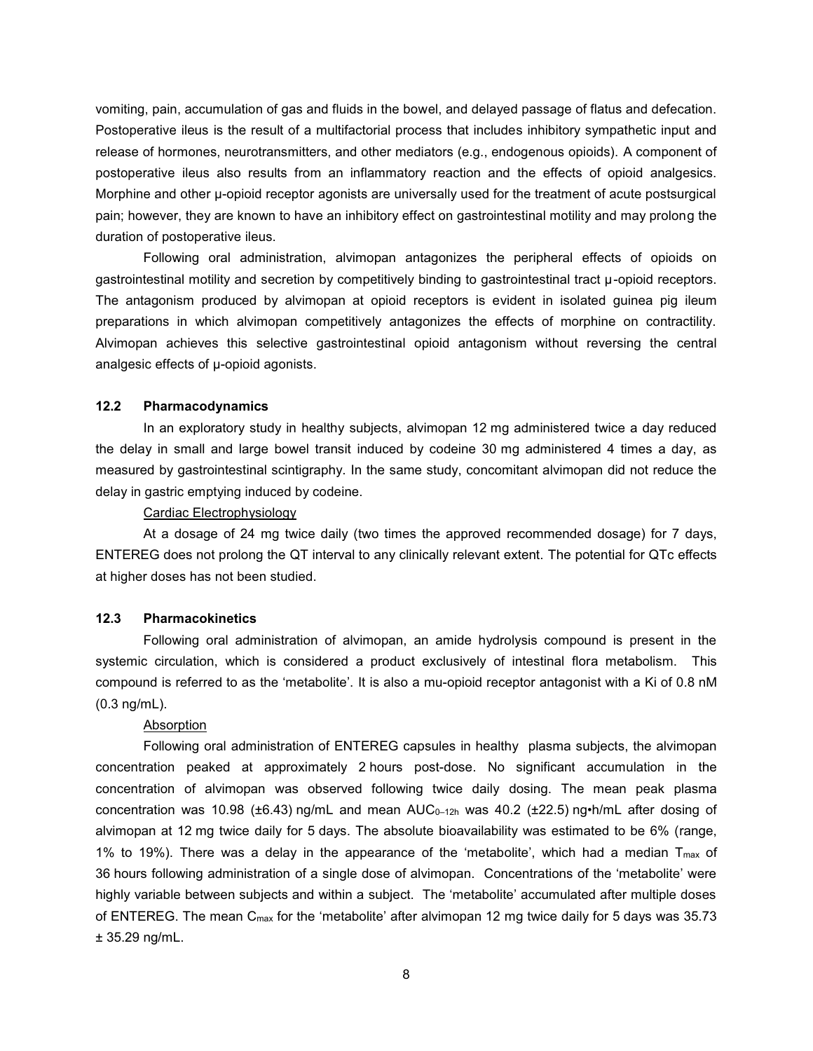vomiting, pain, accumulation of gas and fluids in the bowel, and delayed passage of flatus and defecation. Postoperative ileus is the result of a multifactorial process that includes inhibitory sympathetic input and release of hormones, neurotransmitters, and other mediators (e.g., endogenous opioids). A component of postoperative ileus also results from an inflammatory reaction and the effects of opioid analgesics. Morphine and other μ-opioid receptor agonists are universally used for the treatment of acute postsurgical pain; however, they are known to have an inhibitory effect on gastrointestinal motility and may prolong the duration of postoperative ileus.

Following oral administration, alvimopan antagonizes the peripheral effects of opioids on gastrointestinal motility and secretion by competitively binding to gastrointestinal tract μ-opioid receptors. The antagonism produced by alvimopan at opioid receptors is evident in isolated guinea pig ileum preparations in which alvimopan competitively antagonizes the effects of morphine on contractility. Alvimopan achieves this selective gastrointestinal opioid antagonism without reversing the central analgesic effects of μ-opioid agonists.

### 12.2 Pharmacodynamics

In an exploratory study in healthy subjects, alvimopan 12 mg administered twice a day reduced the delay in small and large bowel transit induced by codeine 30 mg administered 4 times a day, as measured by gastrointestinal scintigraphy. In the same study, concomitant alvimopan did not reduce the delay in gastric emptying induced by codeine.

Cardiac Electrophysiology

At a dosage of 24 mg twice daily (two times the approved recommended dosage) for 7 days, ENTEREG does not prolong the QT interval to any clinically relevant extent. The potential for QTc effects at higher doses has not been studied.

### 12.3 Pharmacokinetics

Following oral administration of alvimopan, an amide hydrolysis compound is present in the systemic circulation, which is considered a product exclusively of intestinal flora metabolism. This compound is referred to as the 'metabolite'. It is also a mu-opioid receptor antagonist with a Ki of 0.8 nM (0.3 ng/mL).

Absorption

Following oral administration of ENTEREG capsules in healthy plasma subjects, the alvimopan concentration peaked at approximately 2 hours post-dose. No significant accumulation in the concentration of alvimopan was observed following twice daily dosing. The mean peak plasma concentration was 10.98 (±6.43) ng/mL and mean $AUC_{0\text{–}12h}$ was 40.2 (±22.5) ng•h/mL after dosing of alvimopan at 12 mg twice daily for 5 days. The absolute bioavailability was estimated to be 6% (range, 1% to 19%). There was a delay in the appearance of the 'metabolite', which had a median $T_{max}$ of 36 hours following administration of a single dose of alvimopan. Concentrations of the 'metabolite' were highly variable between subjects and within a subject. The 'metabolite' accumulated after multiple doses of ENTEREG. The mean $C_{max}$ for the 'metabolite' after alvimopan 12 mg twice daily for 5 days was 35.73 ± 35.29 ng/mL.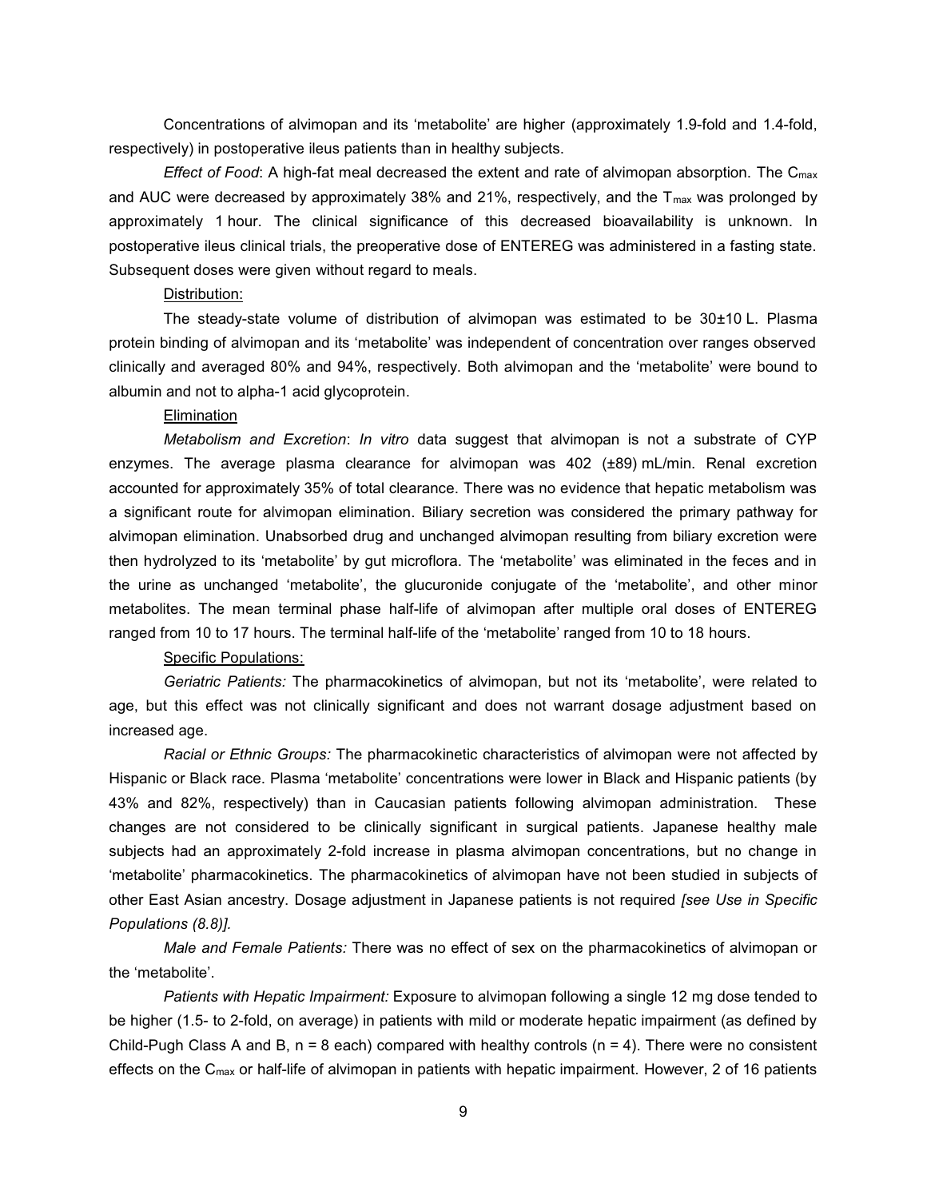Concentrations of alvimopan and its 'metabolite' are higher (approximately 1.9-fold and 1.4-fold, respectively) in postoperative ileus patients than in healthy subjects.

*Effect of Food*: A high-fat meal decreased the extent and rate of alvimopan absorption. The $C_{max}$ and AUC were decreased by approximately 38% and 21%, respectively, and the $T_{max}$ was prolonged by approximately 1 hour. The clinical significance of this decreased bioavailability is unknown. In postoperative ileus clinical trials, the preoperative dose of ENTEREG was administered in a fasting state. Subsequent doses were given without regard to meals.

Distribution:

The steady-state volume of distribution of alvimopan was estimated to be 30±10 L. Plasma protein binding of alvimopan and its 'metabolite' was independent of concentration over ranges observed clinically and averaged 80% and 94%, respectively. Both alvimopan and the 'metabolite' were bound to albumin and not to alpha-1 acid glycoprotein.

Elimination

*Metabolism and Excretion*: *In vitro* data suggest that alvimopan is not a substrate of CYP enzymes. The average plasma clearance for alvimopan was 402 (±89) mL/min. Renal excretion accounted for approximately 35% of total clearance. There was no evidence that hepatic metabolism was a significant route for alvimopan elimination. Biliary secretion was considered the primary pathway for alvimopan elimination. Unabsorbed drug and unchanged alvimopan resulting from biliary excretion were then hydrolyzed to its 'metabolite' by gut microflora. The 'metabolite' was eliminated in the feces and in the urine as unchanged 'metabolite', the glucuronide conjugate of the 'metabolite', and other minor metabolites. The mean terminal phase half-life of alvimopan after multiple oral doses of ENTEREG ranged from 10 to 17 hours. The terminal half-life of the 'metabolite' ranged from 10 to 18 hours.

Specific Populations:

*Geriatric Patients:* The pharmacokinetics of alvimopan, but not its 'metabolite', were related to age, but this effect was not clinically significant and does not warrant dosage adjustment based on increased age.

*Racial or Ethnic Groups:* The pharmacokinetic characteristics of alvimopan were not affected by Hispanic or Black race. Plasma 'metabolite' concentrations were lower in Black and Hispanic patients (by 43% and 82%, respectively) than in Caucasian patients following alvimopan administration. These changes are not considered to be clinically significant in surgical patients. Japanese healthy male subjects had an approximately 2-fold increase in plasma alvimopan concentrations, but no change in 'metabolite' pharmacokinetics. The pharmacokinetics of alvimopan have not been studied in subjects of other East Asian ancestry. Dosage adjustment in Japanese patients is not required *[see Use in Specific Populations (8.8)]*.

*Male and Female Patients:* There was no effect of sex on the pharmacokinetics of alvimopan or the 'metabolite'.

*Patients with Hepatic Impairment:* Exposure to alvimopan following a single 12 mg dose tended to be higher (1.5- to 2-fold, on average) in patients with mild or moderate hepatic impairment (as defined by Child-Pugh Class A and B, n = 8 each) compared with healthy controls (n = 4). There were no consistent effects on the $C_{max}$ or half-life of alvimopan in patients with hepatic impairment. However, 2 of 16 patients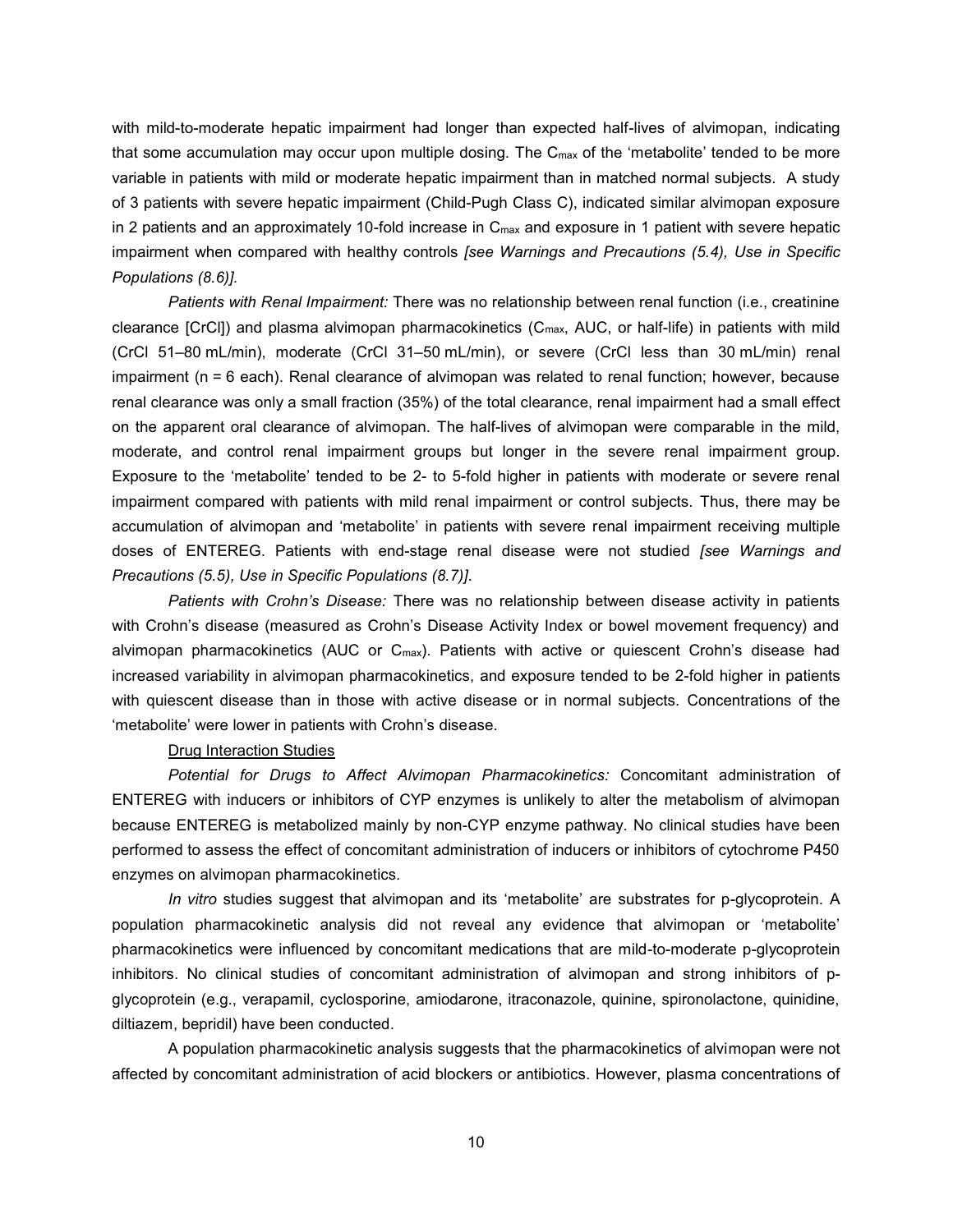with mild-to-moderate hepatic impairment had longer than expected half-lives of alvimopan, indicating that some accumulation may occur upon multiple dosing. The $C_{max}$ of the 'metabolite' tended to be more variable in patients with mild or moderate hepatic impairment than in matched normal subjects. A study of 3 patients with severe hepatic impairment (Child-Pugh Class C), indicated similar alvimopan exposure in 2 patients and an approximately 10-fold increase in $C_{max}$ and exposure in 1 patient with severe hepatic impairment when compared with healthy controls *[see Warnings and Precautions (5.4), Use in Specific Populations (8.6)].*

*Patients with Renal Impairment:* There was no relationship between renal function (i.e., creatinine clearance [CrCl]) and plasma alvimopan pharmacokinetics ($C_{max}$, AUC, or half-life) in patients with mild (CrCl 51–80 mL/min), moderate (CrCl 31–50 mL/min), or severe (CrCl less than 30 mL/min) renal impairment (n = 6 each). Renal clearance of alvimopan was related to renal function; however, because renal clearance was only a small fraction (35%) of the total clearance, renal impairment had a small effect on the apparent oral clearance of alvimopan. The half-lives of alvimopan were comparable in the mild, moderate, and control renal impairment groups but longer in the severe renal impairment group. Exposure to the 'metabolite' tended to be 2- to 5-fold higher in patients with moderate or severe renal impairment compared with patients with mild renal impairment or control subjects. Thus, there may be accumulation of alvimopan and 'metabolite' in patients with severe renal impairment receiving multiple doses of ENTEREG. Patients with end-stage renal disease were not studied *[see Warnings and Precautions (5.5), Use in Specific Populations (8.7)].*

*Patients with Crohn's Disease:* There was no relationship between disease activity in patients with Crohn's disease (measured as Crohn's Disease Activity Index or bowel movement frequency) and alvimopan pharmacokinetics (AUC or $C_{max}$). Patients with active or quiescent Crohn's disease had increased variability in alvimopan pharmacokinetics, and exposure tended to be 2-fold higher in patients with quiescent disease than in those with active disease or in normal subjects. Concentrations of the 'metabolite' were lower in patients with Crohn's disease.

<u>Drug Interaction Studies</u>

*Potential for Drugs to Affect Alvimopan Pharmacokinetics:* Concomitant administration of ENTEREG with inducers or inhibitors of CYP enzymes is unlikely to alter the metabolism of alvimopan because ENTEREG is metabolized mainly by non-CYP enzyme pathway. No clinical studies have been performed to assess the effect of concomitant administration of inducers or inhibitors of cytochrome P450 enzymes on alvimopan pharmacokinetics.

*In vitro* studies suggest that alvimopan and its 'metabolite' are substrates for p-glycoprotein. A population pharmacokinetic analysis did not reveal any evidence that alvimopan or 'metabolite' pharmacokinetics were influenced by concomitant medications that are mild-to-moderate p-glycoprotein inhibitors. No clinical studies of concomitant administration of alvimopan and strong inhibitors of p-glycoprotein (e.g., verapamil, cyclosporine, amiodarone, itraconazole, quinine, spironolactone, quinidine, diltiazem, bepridil) have been conducted.

A population pharmacokinetic analysis suggests that the pharmacokinetics of alvimopan were not affected by concomitant administration of acid blockers or antibiotics. However, plasma concentrations of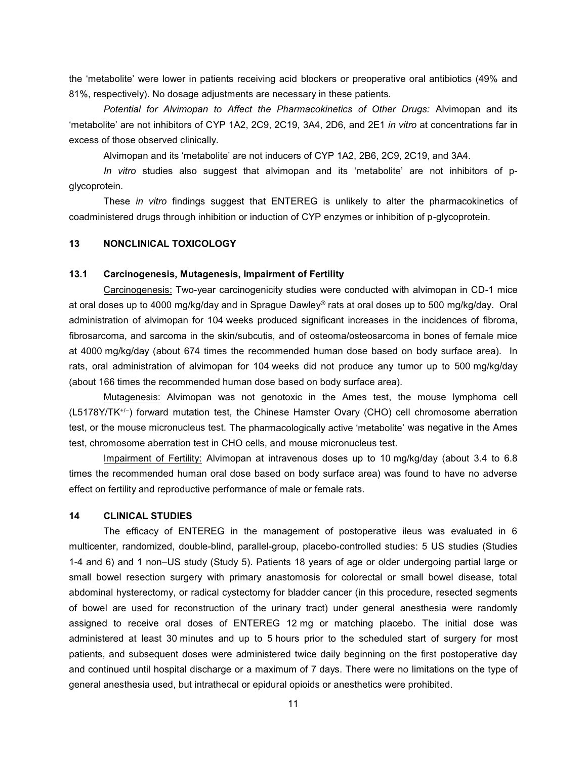the 'metabolite' were lower in patients receiving acid blockers or preoperative oral antibiotics (49% and 81%, respectively). No dosage adjustments are necessary in these patients.

*Potential for Alvimopan to Affect the Pharmacokinetics of Other Drugs:* Alvimopan and its 'metabolite' are not inhibitors of CYP 1A2, 2C9, 2C19, 3A4, 2D6, and 2E1 *in vitro* at concentrations far in excess of those observed clinically.

Alvimopan and its 'metabolite' are not inducers of CYP 1A2, 2B6, 2C9, 2C19, and 3A4.

*In vitro* studies also suggest that alvimopan and its 'metabolite' are not inhibitors of p-glycoprotein.

These *in vitro* findings suggest that ENTEREG is unlikely to alter the pharmacokinetics of coadministered drugs through inhibition or induction of CYP enzymes or inhibition of p-glycoprotein.

## 13 NONCLINICAL TOXICOLOGY

### 13.1 Carcinogenesis, Mutagenesis, Impairment of Fertility

Carcinogenesis: Two-year carcinogenicity studies were conducted with alvimopan in CD-1 mice at oral doses up to 4000 mg/kg/day and in Sprague Dawley® rats at oral doses up to 500 mg/kg/day. Oral administration of alvimopan for 104 weeks produced significant increases in the incidences of fibroma, fibrosarcoma, and sarcoma in the skin/subcutis, and of osteoma/osteosarcoma in bones of female mice at 4000 mg/kg/day (about 674 times the recommended human dose based on body surface area). In rats, oral administration of alvimopan for 104 weeks did not produce any tumor up to 500 mg/kg/day (about 166 times the recommended human dose based on body surface area).

Mutagenesis: Alvimopan was not genotoxic in the Ames test, the mouse lymphoma cell (L5178Y/TK$^{+/-}$) forward mutation test, the Chinese Hamster Ovary (CHO) cell chromosome aberration test, or the mouse micronucleus test. The pharmacologically active 'metabolite' was negative in the Ames test, chromosome aberration test in CHO cells, and mouse micronucleus test.

Impairment of Fertility: Alvimopan at intravenous doses up to 10 mg/kg/day (about 3.4 to 6.8 times the recommended human oral dose based on body surface area) was found to have no adverse effect on fertility and reproductive performance of male or female rats.

## 14 CLINICAL STUDIES

The efficacy of ENTEREG in the management of postoperative ileus was evaluated in 6 multicenter, randomized, double-blind, parallel-group, placebo-controlled studies: 5 US studies (Studies 1-4 and 6) and 1 non–US study (Study 5). Patients 18 years of age or older undergoing partial large or small bowel resection surgery with primary anastomosis for colorectal or small bowel disease, total abdominal hysterectomy, or radical cystectomy for bladder cancer (in this procedure, resected segments of bowel are used for reconstruction of the urinary tract) under general anesthesia were randomly assigned to receive oral doses of ENTEREG 12 mg or matching placebo. The initial dose was administered at least 30 minutes and up to 5 hours prior to the scheduled start of surgery for most patients, and subsequent doses were administered twice daily beginning on the first postoperative day and continued until hospital discharge or a maximum of 7 days. There were no limitations on the type of general anesthesia used, but intrathecal or epidural opioids or anesthetics were prohibited.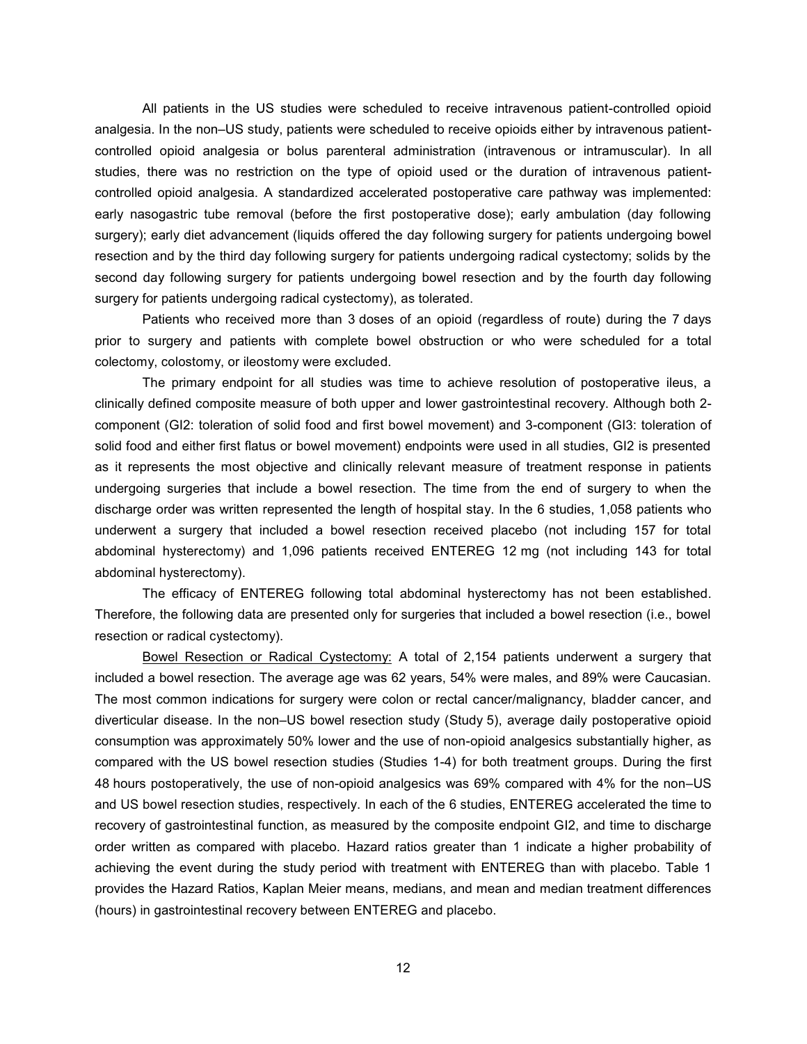All patients in the US studies were scheduled to receive intravenous patient-controlled opioid analgesia. In the non–US study, patients were scheduled to receive opioids either by intravenous patient-controlled opioid analgesia or bolus parenteral administration (intravenous or intramuscular). In all studies, there was no restriction on the type of opioid used or the duration of intravenous patient-controlled opioid analgesia. A standardized accelerated postoperative care pathway was implemented: early nasogastric tube removal (before the first postoperative dose); early ambulation (day following surgery); early diet advancement (liquids offered the day following surgery for patients undergoing bowel resection and by the third day following surgery for patients undergoing radical cystectomy; solids by the second day following surgery for patients undergoing bowel resection and by the fourth day following surgery for patients undergoing radical cystectomy), as tolerated.

Patients who received more than 3 doses of an opioid (regardless of route) during the 7 days prior to surgery and patients with complete bowel obstruction or who were scheduled for a total colectomy, colostomy, or ileostomy were excluded.

The primary endpoint for all studies was time to achieve resolution of postoperative ileus, a clinically defined composite measure of both upper and lower gastrointestinal recovery. Although both 2-component (GI2: toleration of solid food and first bowel movement) and 3-component (GI3: toleration of solid food and either first flatus or bowel movement) endpoints were used in all studies, GI2 is presented as it represents the most objective and clinically relevant measure of treatment response in patients undergoing surgeries that include a bowel resection. The time from the end of surgery to when the discharge order was written represented the length of hospital stay. In the 6 studies, 1,058 patients who underwent a surgery that included a bowel resection received placebo (not including 157 for total abdominal hysterectomy) and 1,096 patients received ENTEREG 12 mg (not including 143 for total abdominal hysterectomy).

The efficacy of ENTEREG following total abdominal hysterectomy has not been established. Therefore, the following data are presented only for surgeries that included a bowel resection (i.e., bowel resection or radical cystectomy).

Bowel Resection or Radical Cystectomy: A total of 2,154 patients underwent a surgery that included a bowel resection. The average age was 62 years, 54% were males, and 89% were Caucasian. The most common indications for surgery were colon or rectal cancer/malignancy, bladder cancer, and diverticular disease. In the non–US bowel resection study (Study 5), average daily postoperative opioid consumption was approximately 50% lower and the use of non-opioid analgesics substantially higher, as compared with the US bowel resection studies (Studies 1-4) for both treatment groups. During the first 48 hours postoperatively, the use of non-opioid analgesics was 69% compared with 4% for the non–US and US bowel resection studies, respectively. In each of the 6 studies, ENTEREG accelerated the time to recovery of gastrointestinal function, as measured by the composite endpoint GI2, and time to discharge order written as compared with placebo. Hazard ratios greater than 1 indicate a higher probability of achieving the event during the study period with treatment with ENTEREG than with placebo. Table 1 provides the Hazard Ratios, Kaplan Meier means, medians, and mean and median treatment differences (hours) in gastrointestinal recovery between ENTEREG and placebo.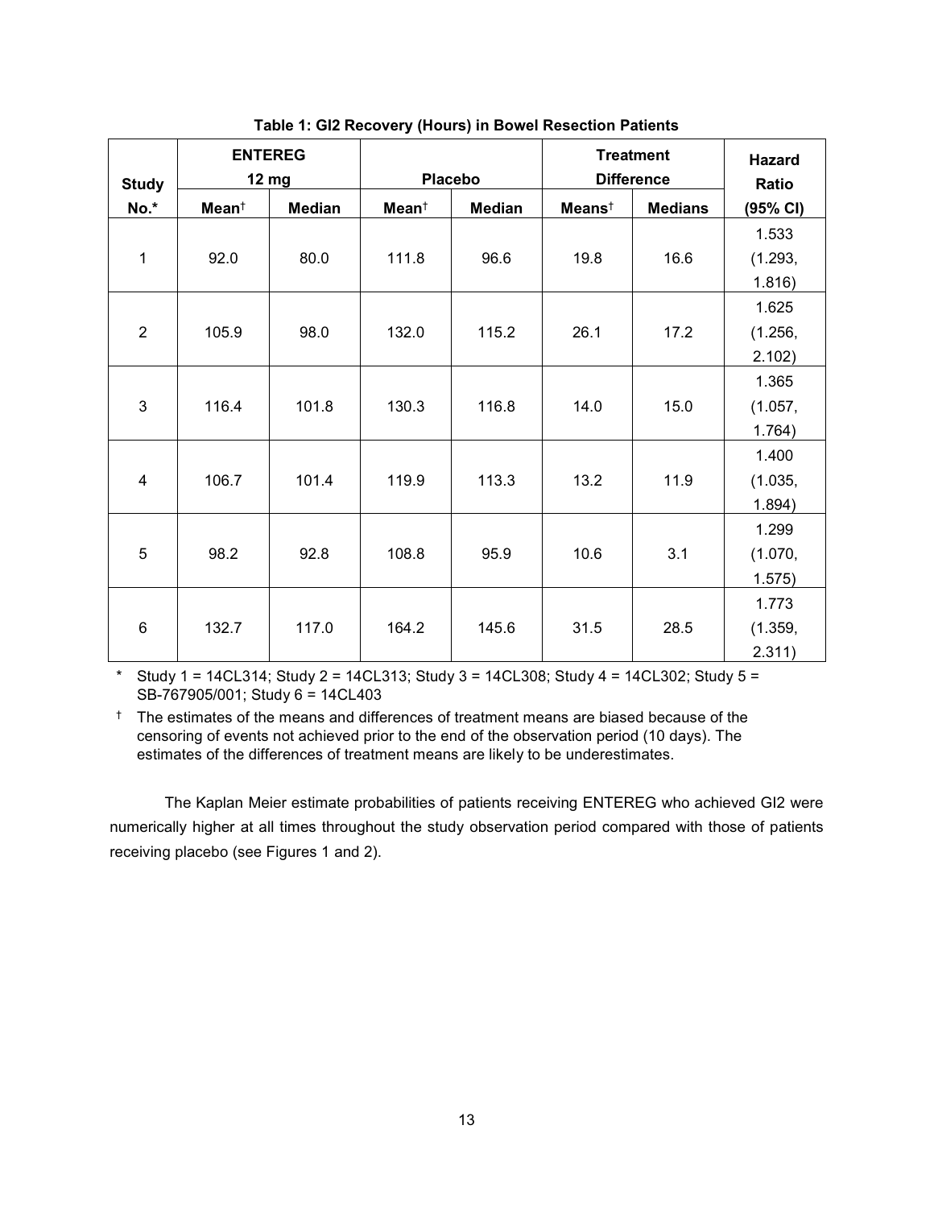**Table 1: GI2 Recovery (Hours) in Bowel Resection Patients**

| Study No.* | ENTEREG 12 mg | | Placebo | | Treatment Difference | | Hazard Ratio (95% CI) |
|---|---|---|---|---|---|---|---|
| | Mean† | Median | Mean† | Median | Means† | Medians | |
| 1 | 92.0 | 80.0 | 111.8 | 96.6 | 19.8 | 16.6 | 1.533 (1.293, 1.816) |
| 2 | 105.9 | 98.0 | 132.0 | 115.2 | 26.1 | 17.2 | 1.625 (1.256, 2.102) |
| 3 | 116.4 | 101.8 | 130.3 | 116.8 | 14.0 | 15.0 | 1.365 (1.057, 1.764) |
| 4 | 106.7 | 101.4 | 119.9 | 113.3 | 13.2 | 11.9 | 1.400 (1.035, 1.894) |
| 5 | 98.2 | 92.8 | 108.8 | 95.9 | 10.6 | 3.1 | 1.299 (1.070, 1.575) |
| 6 | 132.7 | 117.0 | 164.2 | 145.6 | 31.5 | 28.5 | 1.773 (1.359, 2.311) |

\* Study 1 = 14CL314; Study 2 = 14CL313; Study 3 = 14CL308; Study 4 = 14CL302; Study 5 = SB-767905/001; Study 6 = 14CL403

† The estimates of the means and differences of treatment means are biased because of the censoring of events not achieved prior to the end of the observation period (10 days). The estimates of the differences of treatment means are likely to be underestimates.

The Kaplan Meier estimate probabilities of patients receiving ENTEREG who achieved GI2 were numerically higher at all times throughout the study observation period compared with those of patients receiving placebo (see Figures 1 and 2).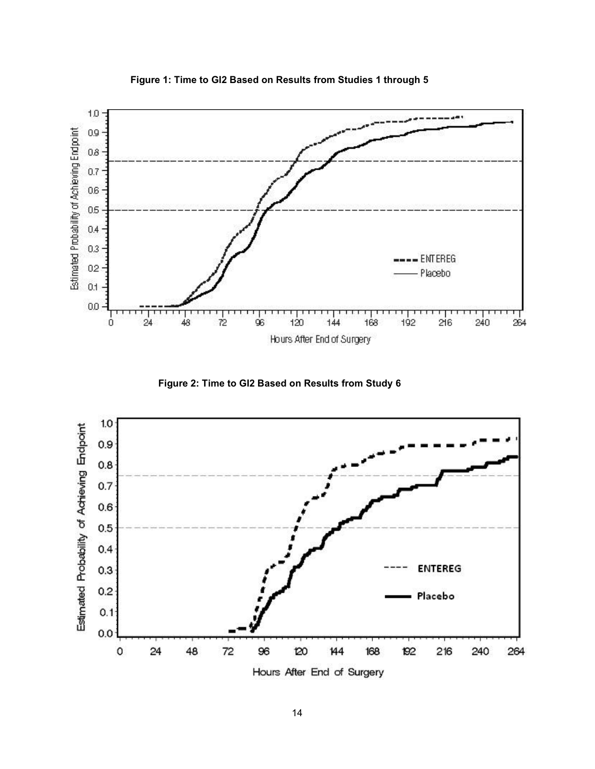**Figure 1: Time to GI2 Based on Results from Studies 1 through 5**

**Figure 2: Time to GI2 Based on Results from Study 6**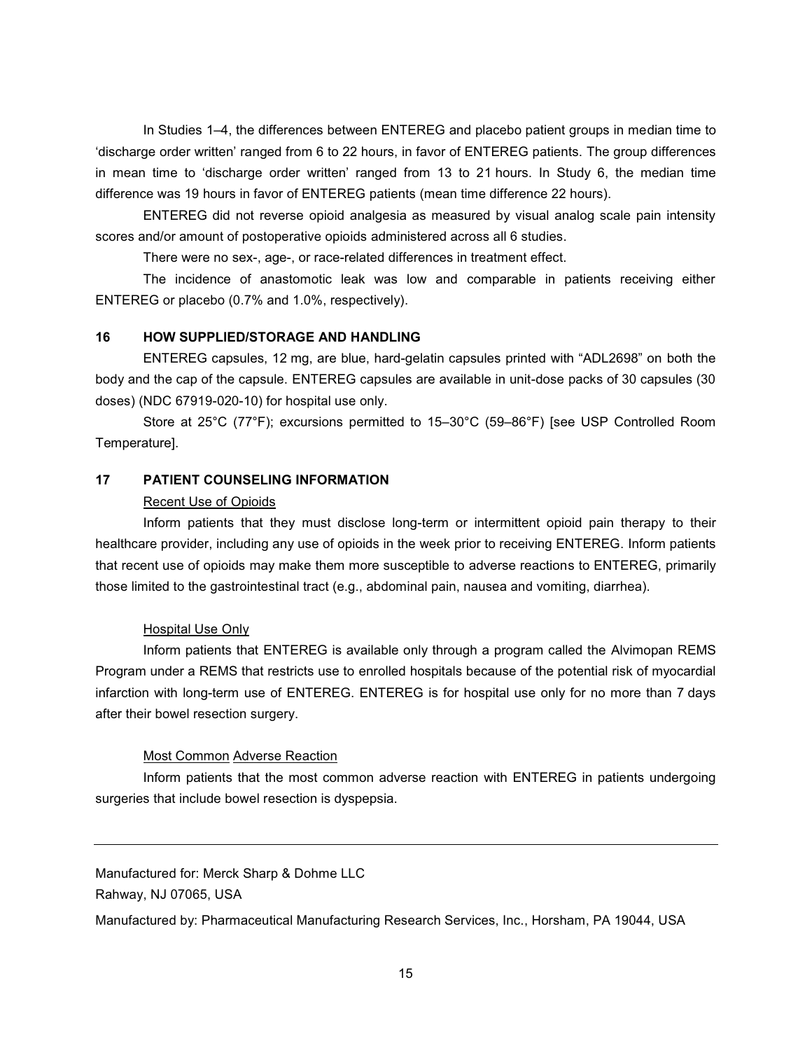In Studies 1–4, the differences between ENTEREG and placebo patient groups in median time to ‘discharge order written’ ranged from 6 to 22 hours, in favor of ENTEREG patients. The group differences in mean time to ‘discharge order written’ ranged from 13 to 21 hours. In Study 6, the median time difference was 19 hours in favor of ENTEREG patients (mean time difference 22 hours).

ENTEREG did not reverse opioid analgesia as measured by visual analog scale pain intensity scores and/or amount of postoperative opioids administered across all 6 studies.

There were no sex-, age-, or race-related differences in treatment effect.

The incidence of anastomotic leak was low and comparable in patients receiving either ENTEREG or placebo (0.7% and 1.0%, respectively).

## 16 HOW SUPPLIED/STORAGE AND HANDLING

ENTEREG capsules, 12 mg, are blue, hard-gelatin capsules printed with “ADL2698” on both the body and the cap of the capsule. ENTEREG capsules are available in unit-dose packs of 30 capsules (30 doses) (NDC 67919-020-10) for hospital use only.

Store at 25°C (77°F); excursions permitted to 15–30°C (59–86°F) [see USP Controlled Room Temperature].

## 17 PATIENT COUNSELING INFORMATION

Recent Use of Opioids

Inform patients that they must disclose long-term or intermittent opioid pain therapy to their healthcare provider, including any use of opioids in the week prior to receiving ENTEREG. Inform patients that recent use of opioids may make them more susceptible to adverse reactions to ENTEREG, primarily those limited to the gastrointestinal tract (e.g., abdominal pain, nausea and vomiting, diarrhea).

Hospital Use Only

Inform patients that ENTEREG is available only through a program called the Alvimopan REMS Program under a REMS that restricts use to enrolled hospitals because of the potential risk of myocardial infarction with long-term use of ENTEREG. ENTEREG is for hospital use only for no more than 7 days after their bowel resection surgery.

Most Common Adverse Reaction

Inform patients that the most common adverse reaction with ENTEREG in patients undergoing surgeries that include bowel resection is dyspepsia.

---

Manufactured for: Merck Sharp & Dohme LLC
Rahway, NJ 07065, USA

Manufactured by: Pharmaceutical Manufacturing Research Services, Inc., Horsham, PA 19044, USA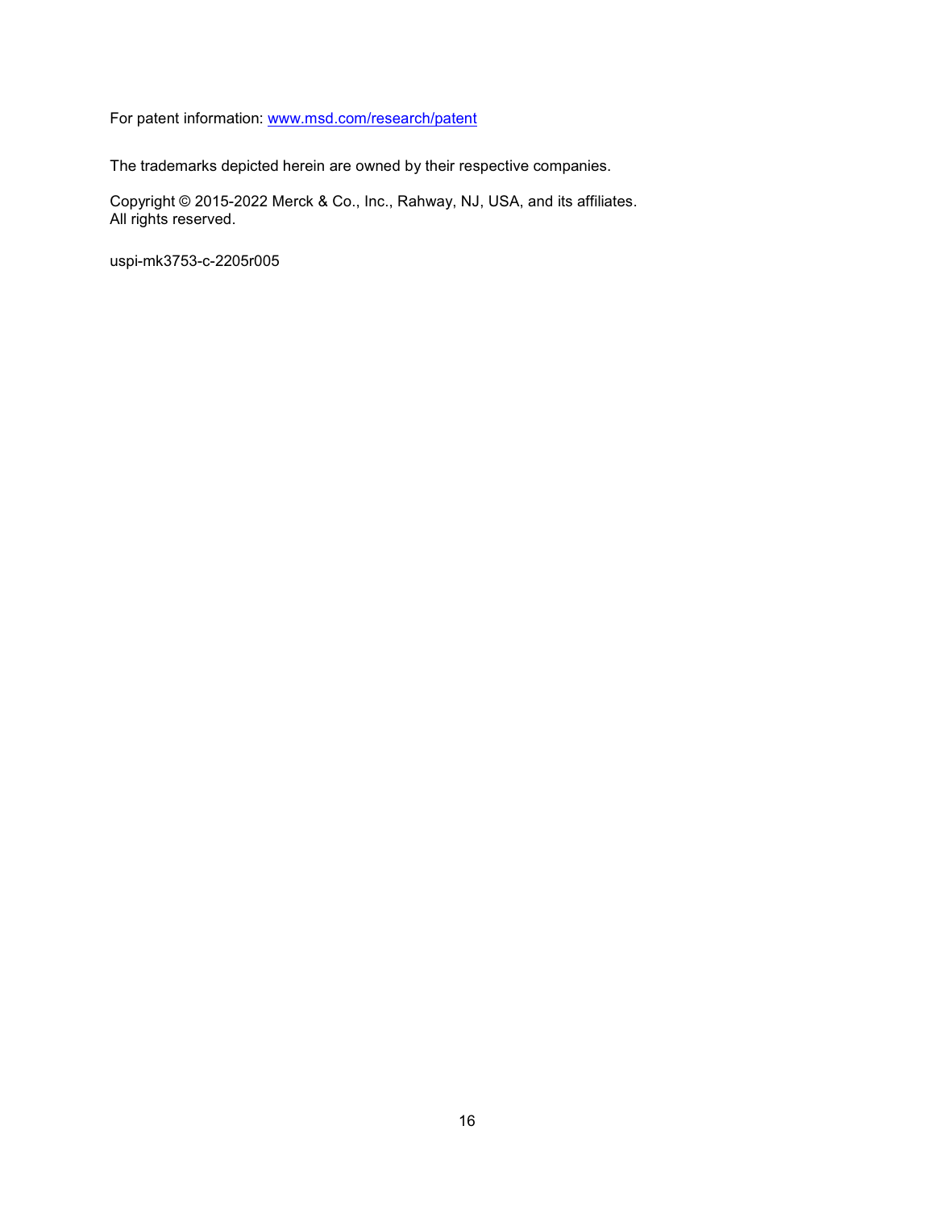For patent information: [www.msd.com/research/patent](http://www.msd.com/research/patent)

The trademarks depicted herein are owned by their respective companies.

Copyright © 2015-2022 Merck & Co., Inc., Rahway, NJ, USA, and its affiliates.
All rights reserved.

uspi-mk3753-c-2205r005